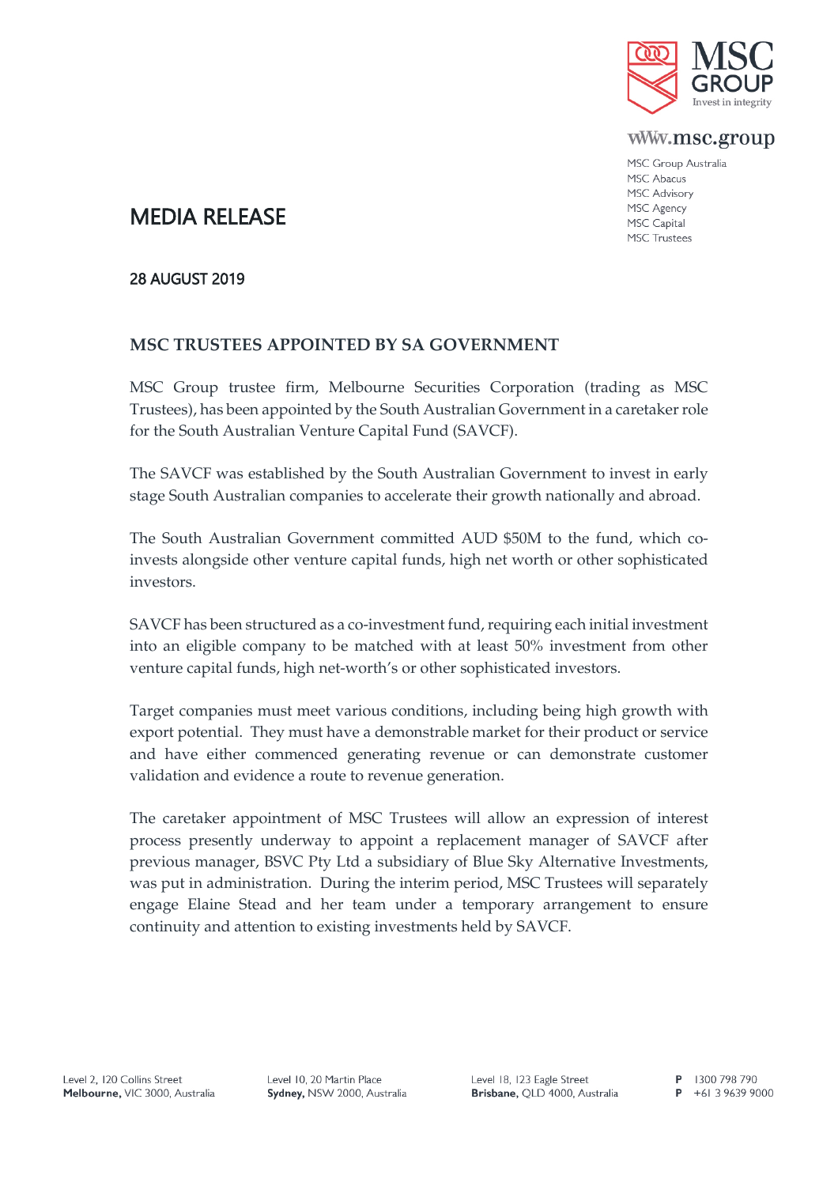MSC GROUP
Invest in integrity

www.msc.group

MSC Group Australia
MSC Abacus
MSC Advisory
MSC Agency
MSC Capital
MSC Trustees

# MEDIA RELEASE

**28 AUGUST 2019**

## MSC TRUSTEES APPOINTED BY SA GOVERNMENT

MSC Group trustee firm, Melbourne Securities Corporation (trading as MSC Trustees), has been appointed by the South Australian Government in a caretaker role for the South Australian Venture Capital Fund (SAVCF).

The SAVCF was established by the South Australian Government to invest in early stage South Australian companies to accelerate their growth nationally and abroad.

The South Australian Government committed AUD $50M to the fund, which co-invests alongside other venture capital funds, high net worth or other sophisticated investors.

SAVCF has been structured as a co-investment fund, requiring each initial investment into an eligible company to be matched with at least 50% investment from other venture capital funds, high net-worth's or other sophisticated investors.

Target companies must meet various conditions, including being high growth with export potential. They must have a demonstrable market for their product or service and have either commenced generating revenue or can demonstrate customer validation and evidence a route to revenue generation.

The caretaker appointment of MSC Trustees will allow an expression of interest process presently underway to appoint a replacement manager of SAVCF after previous manager, BSVC Pty Ltd a subsidiary of Blue Sky Alternative Investments, was put in administration. During the interim period, MSC Trustees will separately engage Elaine Stead and her team under a temporary arrangement to ensure continuity and attention to existing investments held by SAVCF.

Level 2, 120 Collins Street
**Melbourne,** VIC 3000, Australia

Level 10, 20 Martin Place
**Sydney,** NSW 2000, Australia

Level 18, 123 Eagle Street
**Brisbane,** QLD 4000, Australia

**P** 1300 798 790
**P** +61 3 9639 9000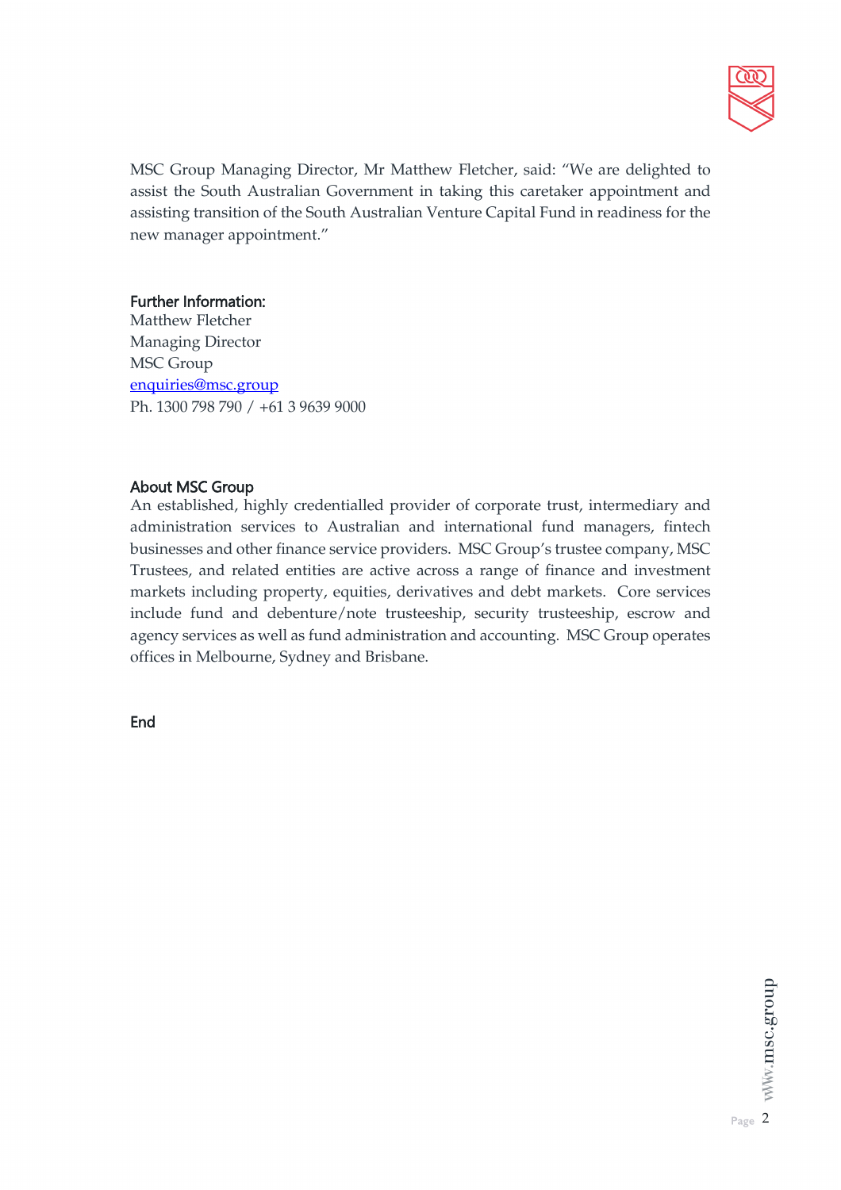MSC Group Managing Director, Mr Matthew Fletcher, said: "We are delighted to assist the South Australian Government in taking this caretaker appointment and assisting transition of the South Australian Venture Capital Fund in readiness for the new manager appointment."

**Further Information:**  
Matthew Fletcher  
Managing Director  
MSC Group  
enquiries@msc.group  
Ph. 1300 798 790 / +61 3 9639 9000

**About MSC Group**  
An established, highly credentialled provider of corporate trust, intermediary and administration services to Australian and international fund managers, fintech businesses and other finance service providers. MSC Group's trustee company, MSC Trustees, and related entities are active across a range of finance and investment markets including property, equities, derivatives and debt markets. Core services include fund and debenture/note trusteeship, security trusteeship, escrow and agency services as well as fund administration and accounting. MSC Group operates offices in Melbourne, Sydney and Brisbane.

**End**